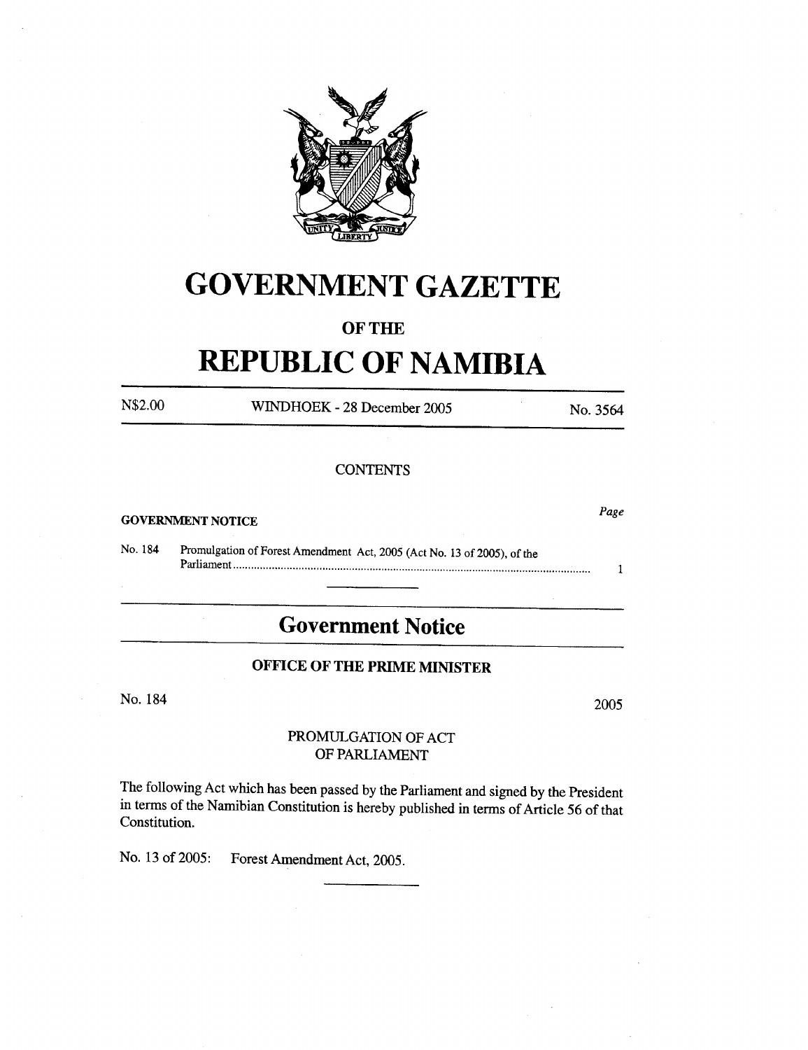# GOVERNMENT GAZETTE

## OF THE

# REPUBLIC OF NAMIBIA

N$2.00 WINDHOEK - 28 December 2005 No. 3564

CONTENTS

Page

**GOVERNMENT NOTICE**

No. 184 Promulgation of Forest Amendment Act, 2005 (Act No. 13 of 2005), of the Parliament ........................................................................................................ 1

---

## Government Notice

### OFFICE OF THE PRIME MINISTER

No. 184 2005

PROMULGATION OF ACT
OF PARLIAMENT

The following Act which has been passed by the Parliament and signed by the President in terms of the Namibian Constitution is hereby published in terms of Article 56 of that Constitution.

No. 13 of 2005: Forest Amendment Act, 2005.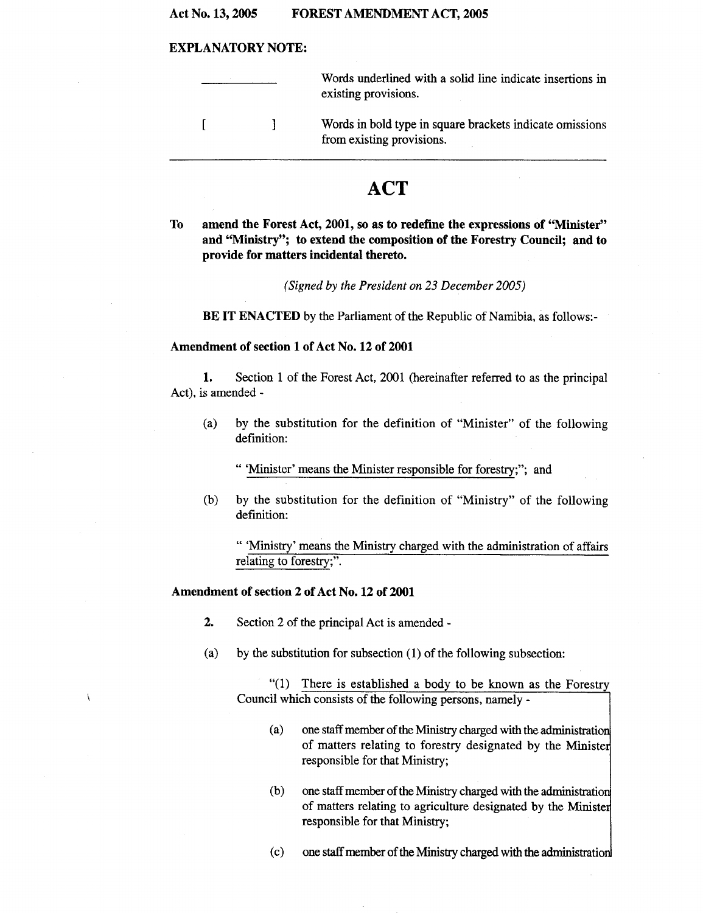**Act No. 13, 2005 FOREST AMENDMENT ACT, 2005**

**EXPLANATORY NOTE:**

| | |
|---|---|
| ________ | Words underlined with a solid line indicate insertions in existing provisions. |
| [ ] | Words in bold type in square brackets indicate omissions from existing provisions. |

---

# ACT

**To amend the Forest Act, 2001, so as to redefine the expressions of "Minister" and "Ministry"; to extend the composition of the Forestry Council; and to provide for matters incidental thereto.**

*(Signed by the President on 23 December 2005)*

**BE IT ENACTED** by the Parliament of the Republic of Namibia, as follows:-

### Amendment of section 1 of Act No. 12 of 2001

**1.** Section 1 of the Forest Act, 2001 (hereinafter referred to as the principal Act), is amended -

(a) by the substitution for the definition of "Minister" of the following definition:

" 'Minister' means the Minister responsible for forestry;"; and

(b) by the substitution for the definition of "Ministry" of the following definition:

" 'Ministry' means the Ministry charged with the administration of affairs relating to forestry;".

### Amendment of section 2 of Act No. 12 of 2001

**2.** Section 2 of the principal Act is amended -

(a) by the substitution for subsection (1) of the following subsection:

"(1) There is established a body to be known as the Forestry Council which consists of the following persons, namely -

(a) one staff member of the Ministry charged with the administration of matters relating to forestry designated by the Minister responsible for that Ministry;

(b) one staff member of the Ministry charged with the administration of matters relating to agriculture designated by the Minister responsible for that Ministry;

(c) one staff member of the Ministry charged with the administration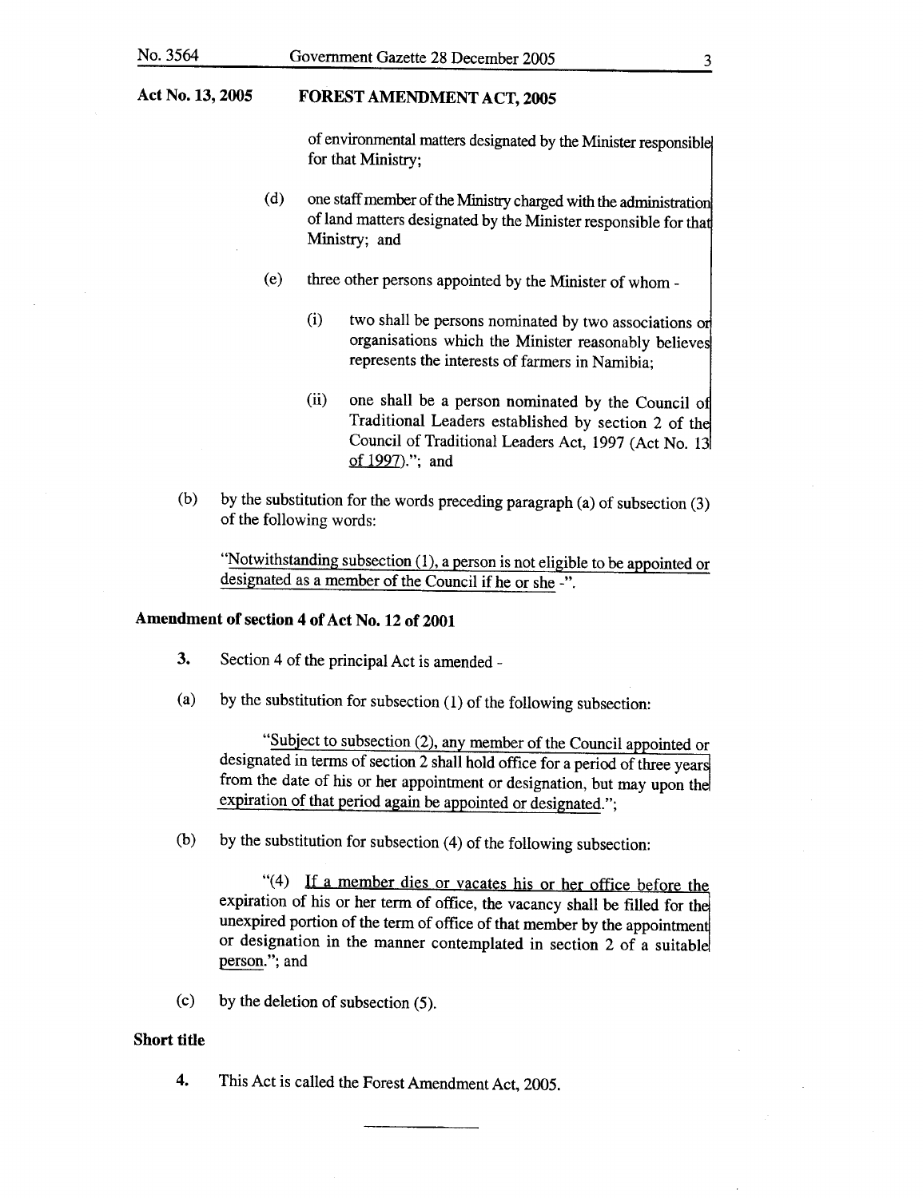of environmental matters designated by the Minister responsible for that Ministry;

(d) one staff member of the Ministry charged with the administration of land matters designated by the Minister responsible for that Ministry; and

(e) three other persons appointed by the Minister of whom -

(i) two shall be persons nominated by two associations or organisations which the Minister reasonably believes represents the interests of farmers in Namibia;

(ii) one shall be a person nominated by the Council of Traditional Leaders established by section 2 of the Council of Traditional Leaders Act, 1997 (Act No. 13 of 1997)."; and

(b) by the substitution for the words preceding paragraph (a) of subsection (3) of the following words:

"Notwithstanding subsection (1), a person is not eligible to be appointed or designated as a member of the Council if he or she -".

**Amendment of section 4 of Act No. 12 of 2001**

3. Section 4 of the principal Act is amended -

(a) by the substitution for subsection (1) of the following subsection:

"Subject to subsection (2), any member of the Council appointed or designated in terms of section 2 shall hold office for a period of three years from the date of his or her appointment or designation, but may upon the expiration of that period again be appointed or designated.";

(b) by the substitution for subsection (4) of the following subsection:

"(4) If a member dies or vacates his or her office before the expiration of his or her term of office, the vacancy shall be filled for the unexpired portion of the term of office of that member by the appointment or designation in the manner contemplated in section 2 of a suitable person."; and

(c) by the deletion of subsection (5).

**Short title**

4. This Act is called the Forest Amendment Act, 2005.